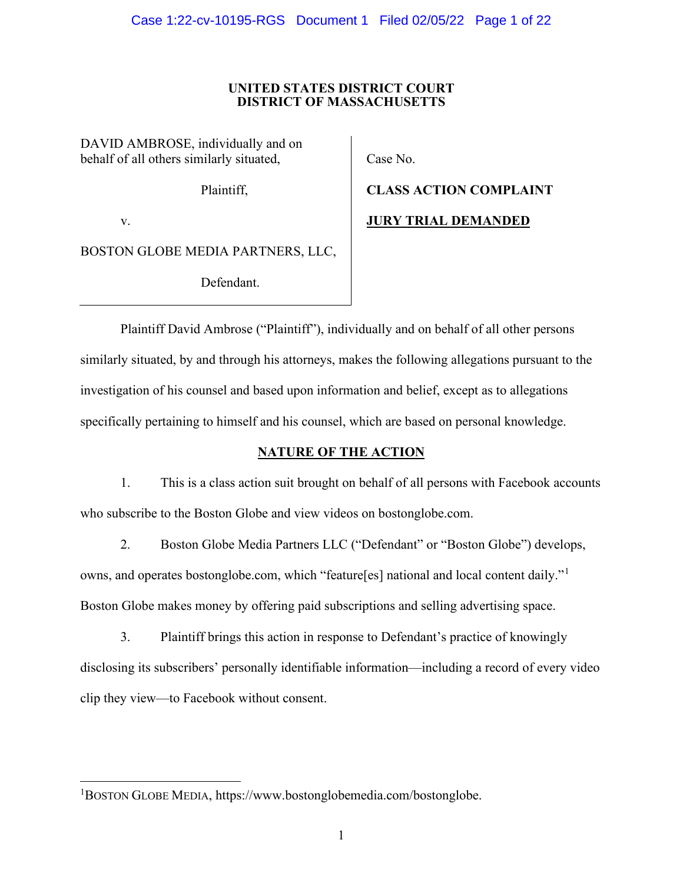**UNITED STATES DISTRICT COURT**
**DISTRICT OF MASSACHUSETTS**

| | |
|---|---|
| DAVID AMBROSE, individually and on behalf of all others similarly situated, | Case No. |
| Plaintiff, | **CLASS ACTION COMPLAINT** |
| v. | **JURY TRIAL DEMANDED** |
| BOSTON GLOBE MEDIA PARTNERS, LLC, | |
| Defendant. | |

Plaintiff David Ambrose ("Plaintiff"), individually and on behalf of all other persons similarly situated, by and through his attorneys, makes the following allegations pursuant to the investigation of his counsel and based upon information and belief, except as to allegations specifically pertaining to himself and his counsel, which are based on personal knowledge.

## NATURE OF THE ACTION

1. This is a class action suit brought on behalf of all persons with Facebook accounts who subscribe to the Boston Globe and view videos on bostonglobe.com.

2. Boston Globe Media Partners LLC ("Defendant" or "Boston Globe") develops, owns, and operates bostonglobe.com, which "feature[es] national and local content daily."[1] Boston Globe makes money by offering paid subscriptions and selling advertising space.

3. Plaintiff brings this action in response to Defendant's practice of knowingly disclosing its subscribers' personally identifiable information—including a record of every video clip they view—to Facebook without consent.

---

[1] BOSTON GLOBE MEDIA, https://www.bostonglobemedia.com/bostonglobe.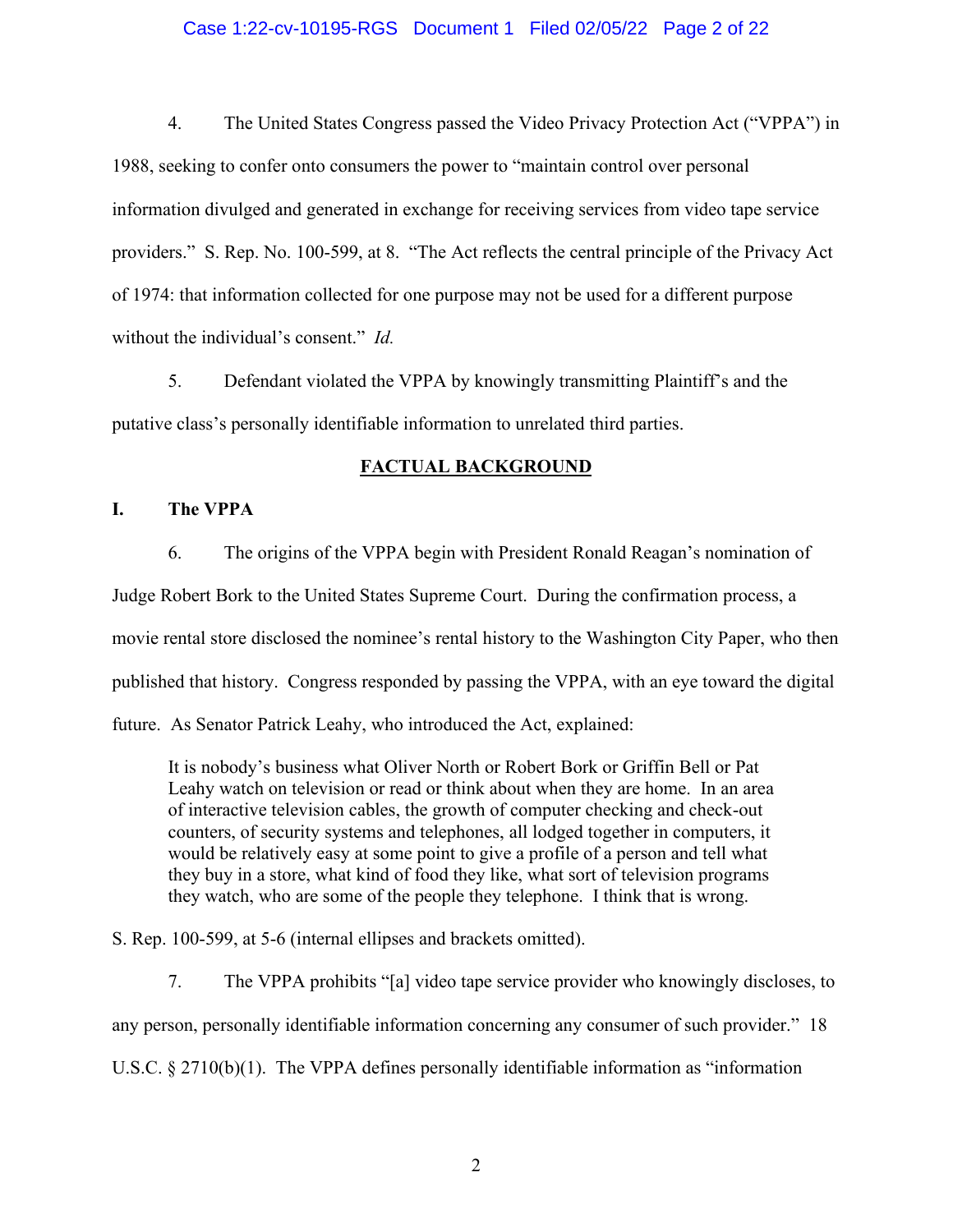4. The United States Congress passed the Video Privacy Protection Act ("VPPA") in 1988, seeking to confer onto consumers the power to "maintain control over personal information divulged and generated in exchange for receiving services from video tape service providers." S. Rep. No. 100-599, at 8. "The Act reflects the central principle of the Privacy Act of 1974: that information collected for one purpose may not be used for a different purpose without the individual's consent." *Id.*

5. Defendant violated the VPPA by knowingly transmitting Plaintiff's and the putative class's personally identifiable information to unrelated third parties.

## FACTUAL BACKGROUND

### I. The VPPA

6. The origins of the VPPA begin with President Ronald Reagan's nomination of Judge Robert Bork to the United States Supreme Court. During the confirmation process, a movie rental store disclosed the nominee's rental history to the Washington City Paper, who then published that history. Congress responded by passing the VPPA, with an eye toward the digital future. As Senator Patrick Leahy, who introduced the Act, explained:

> It is nobody's business what Oliver North or Robert Bork or Griffin Bell or Pat Leahy watch on television or read or think about when they are home. In an area of interactive television cables, the growth of computer checking and check-out counters, of security systems and telephones, all lodged together in computers, it would be relatively easy at some point to give a profile of a person and tell what they buy in a store, what kind of food they like, what sort of television programs they watch, who are some of the people they telephone. I think that is wrong.

S. Rep. 100-599, at 5-6 (internal ellipses and brackets omitted).

7. The VPPA prohibits "[a] video tape service provider who knowingly discloses, to any person, personally identifiable information concerning any consumer of such provider." 18 U.S.C. § 2710(b)(1). The VPPA defines personally identifiable information as "information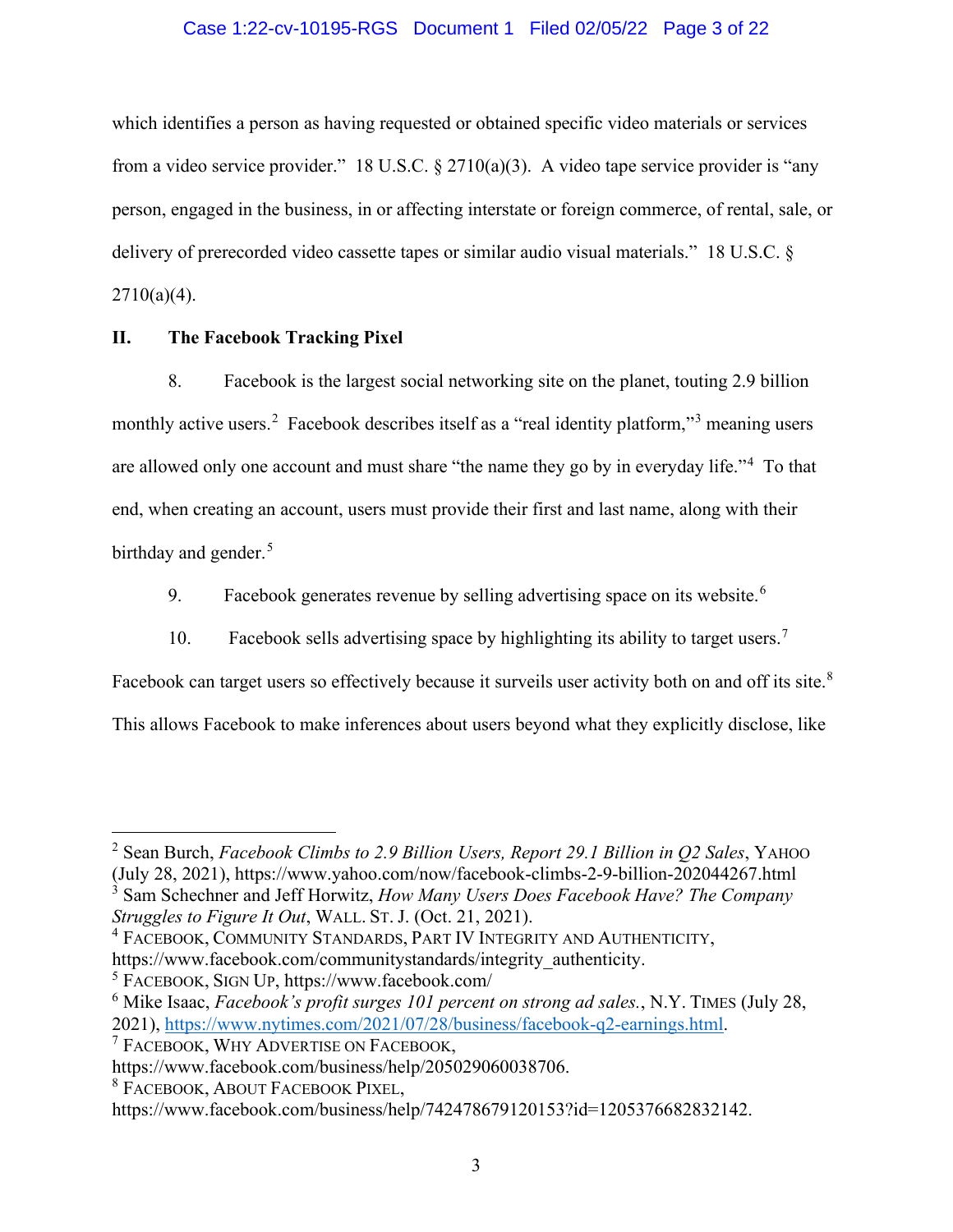which identifies a person as having requested or obtained specific video materials or services from a video service provider." 18 U.S.C. § 2710(a)(3). A video tape service provider is "any person, engaged in the business, in or affecting interstate or foreign commerce, of rental, sale, or delivery of prerecorded video cassette tapes or similar audio visual materials." 18 U.S.C. § 2710(a)(4).

## II. The Facebook Tracking Pixel

8. Facebook is the largest social networking site on the planet, touting 2.9 billion monthly active users.[2] Facebook describes itself as a "real identity platform,"[3] meaning users are allowed only one account and must share "the name they go by in everyday life."[4] To that end, when creating an account, users must provide their first and last name, along with their birthday and gender.[5]

9. Facebook generates revenue by selling advertising space on its website.[6]

10. Facebook sells advertising space by highlighting its ability to target users.[7] Facebook can target users so effectively because it surveils user activity both on and off its site.[8] This allows Facebook to make inferences about users beyond what they explicitly disclose, like

---

[2] Sean Burch, *Facebook Climbs to 2.9 Billion Users, Report 29.1 Billion in Q2 Sales*, YAHOO (July 28, 2021), https://www.yahoo.com/now/facebook-climbs-2-9-billion-202044267.html

[3] Sam Schechner and Jeff Horwitz, *How Many Users Does Facebook Have? The Company Struggles to Figure It Out*, WALL. ST. J. (Oct. 21, 2021).

[4] FACEBOOK, COMMUNITY STANDARDS, PART IV INTEGRITY AND AUTHENTICITY, https://www.facebook.com/communitystandards/integrity_authenticity.

[5] FACEBOOK, SIGN UP, https://www.facebook.com/

[6] Mike Isaac, *Facebook's profit surges 101 percent on strong ad sales.*, N.Y. TIMES (July 28, 2021), https://www.nytimes.com/2021/07/28/business/facebook-q2-earnings.html.

[7] FACEBOOK, WHY ADVERTISE ON FACEBOOK, https://www.facebook.com/business/help/205029060038706.

[8] FACEBOOK, ABOUT FACEBOOK PIXEL, https://www.facebook.com/business/help/742478679120153?id=1205376682832142.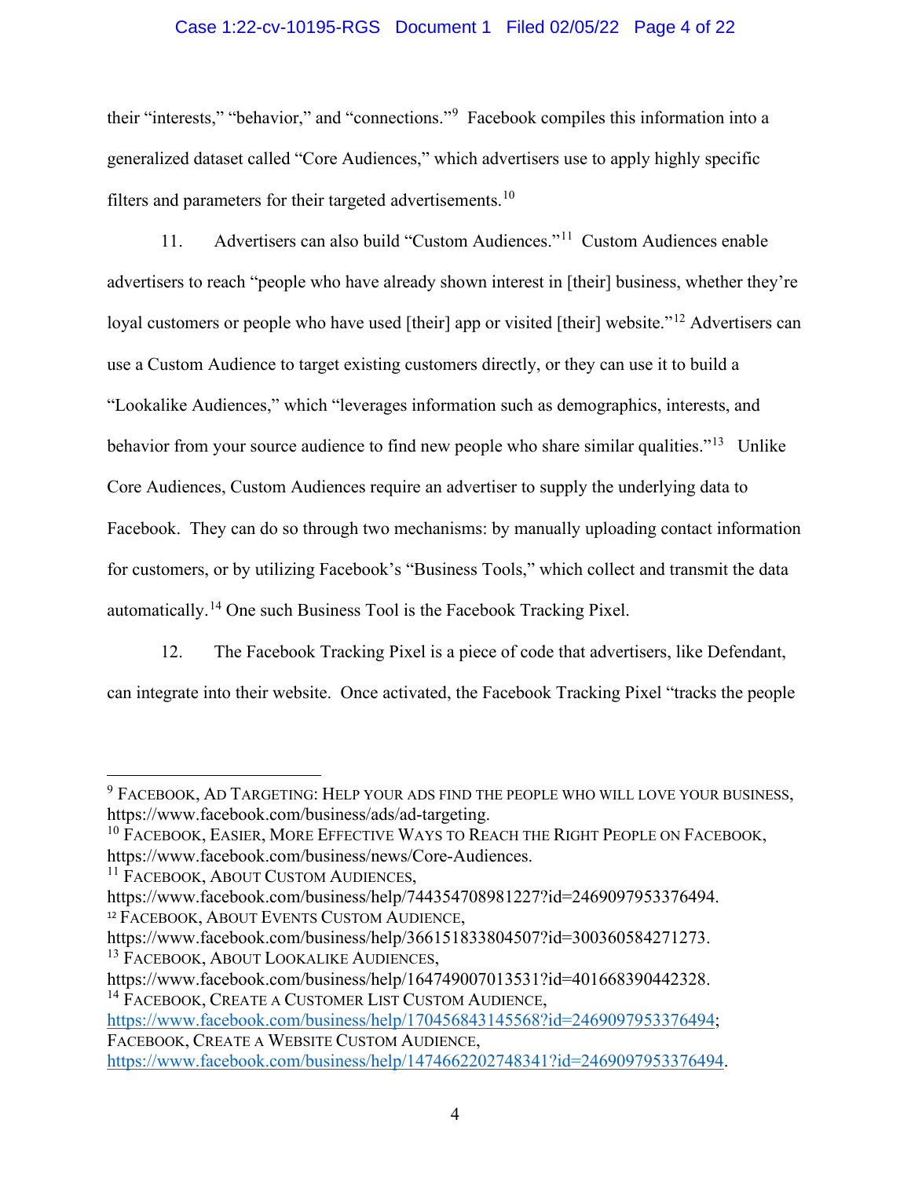their "interests," "behavior," and "connections."[9] Facebook compiles this information into a generalized dataset called "Core Audiences," which advertisers use to apply highly specific filters and parameters for their targeted advertisements.[10]

11. Advertisers can also build "Custom Audiences."[11] Custom Audiences enable advertisers to reach "people who have already shown interest in [their] business, whether they're loyal customers or people who have used [their] app or visited [their] website."[12] Advertisers can use a Custom Audience to target existing customers directly, or they can use it to build a "Lookalike Audiences," which "leverages information such as demographics, interests, and behavior from your source audience to find new people who share similar qualities."[13] Unlike Core Audiences, Custom Audiences require an advertiser to supply the underlying data to Facebook. They can do so through two mechanisms: by manually uploading contact information for customers, or by utilizing Facebook's "Business Tools," which collect and transmit the data automatically.[14] One such Business Tool is the Facebook Tracking Pixel.

12. The Facebook Tracking Pixel is a piece of code that advertisers, like Defendant, can integrate into their website. Once activated, the Facebook Tracking Pixel "tracks the people

---

[9] FACEBOOK, AD TARGETING: HELP YOUR ADS FIND THE PEOPLE WHO WILL LOVE YOUR BUSINESS, https://www.facebook.com/business/ads/ad-targeting.

[10] FACEBOOK, EASIER, MORE EFFECTIVE WAYS TO REACH THE RIGHT PEOPLE ON FACEBOOK, https://www.facebook.com/business/news/Core-Audiences.

[11] FACEBOOK, ABOUT CUSTOM AUDIENCES, https://www.facebook.com/business/help/744354708981227?id=2469097953376494.

[12] FACEBOOK, ABOUT EVENTS CUSTOM AUDIENCE, https://www.facebook.com/business/help/366151833804507?id=300360584271273.

[13] FACEBOOK, ABOUT LOOKALIKE AUDIENCES, https://www.facebook.com/business/help/164749007013531?id=401668390442328.

[14] FACEBOOK, CREATE A CUSTOMER LIST CUSTOM AUDIENCE, https://www.facebook.com/business/help/170456843145568?id=2469097953376494; FACEBOOK, CREATE A WEBSITE CUSTOM AUDIENCE, https://www.facebook.com/business/help/1474662202748341?id=2469097953376494.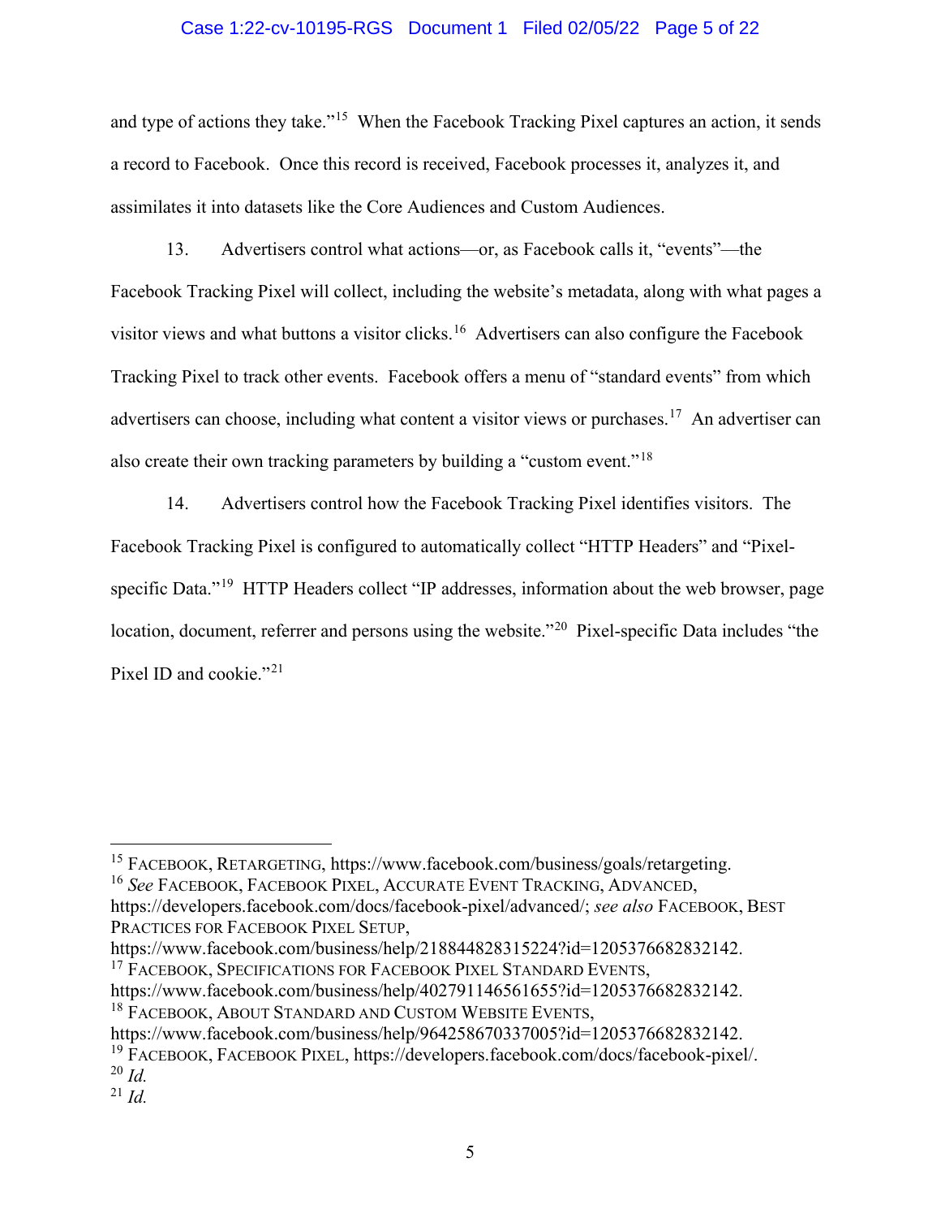and type of actions they take."[15] When the Facebook Tracking Pixel captures an action, it sends a record to Facebook. Once this record is received, Facebook processes it, analyzes it, and assimilates it into datasets like the Core Audiences and Custom Audiences.

13. Advertisers control what actions—or, as Facebook calls it, "events"—the Facebook Tracking Pixel will collect, including the website's metadata, along with what pages a visitor views and what buttons a visitor clicks.[16] Advertisers can also configure the Facebook Tracking Pixel to track other events. Facebook offers a menu of "standard events" from which advertisers can choose, including what content a visitor views or purchases.[17] An advertiser can also create their own tracking parameters by building a "custom event."[18]

14. Advertisers control how the Facebook Tracking Pixel identifies visitors. The Facebook Tracking Pixel is configured to automatically collect "HTTP Headers" and "Pixel-specific Data."[19] HTTP Headers collect "IP addresses, information about the web browser, page location, document, referrer and persons using the website."[20] Pixel-specific Data includes "the Pixel ID and cookie."[21]

---

[15] FACEBOOK, RETARGETING, https://www.facebook.com/business/goals/retargeting.

[16] *See* FACEBOOK, FACEBOOK PIXEL, ACCURATE EVENT TRACKING, ADVANCED, https://developers.facebook.com/docs/facebook-pixel/advanced/; *see also* FACEBOOK, BEST PRACTICES FOR FACEBOOK PIXEL SETUP, https://www.facebook.com/business/help/218844828315224?id=1205376682832142.

[17] FACEBOOK, SPECIFICATIONS FOR FACEBOOK PIXEL STANDARD EVENTS, https://www.facebook.com/business/help/402791146561655?id=1205376682832142.

[18] FACEBOOK, ABOUT STANDARD AND CUSTOM WEBSITE EVENTS, https://www.facebook.com/business/help/964258670337005?id=1205376682832142.

[19] FACEBOOK, FACEBOOK PIXEL, https://developers.facebook.com/docs/facebook-pixel/.

[20] *Id.*

[21] *Id.*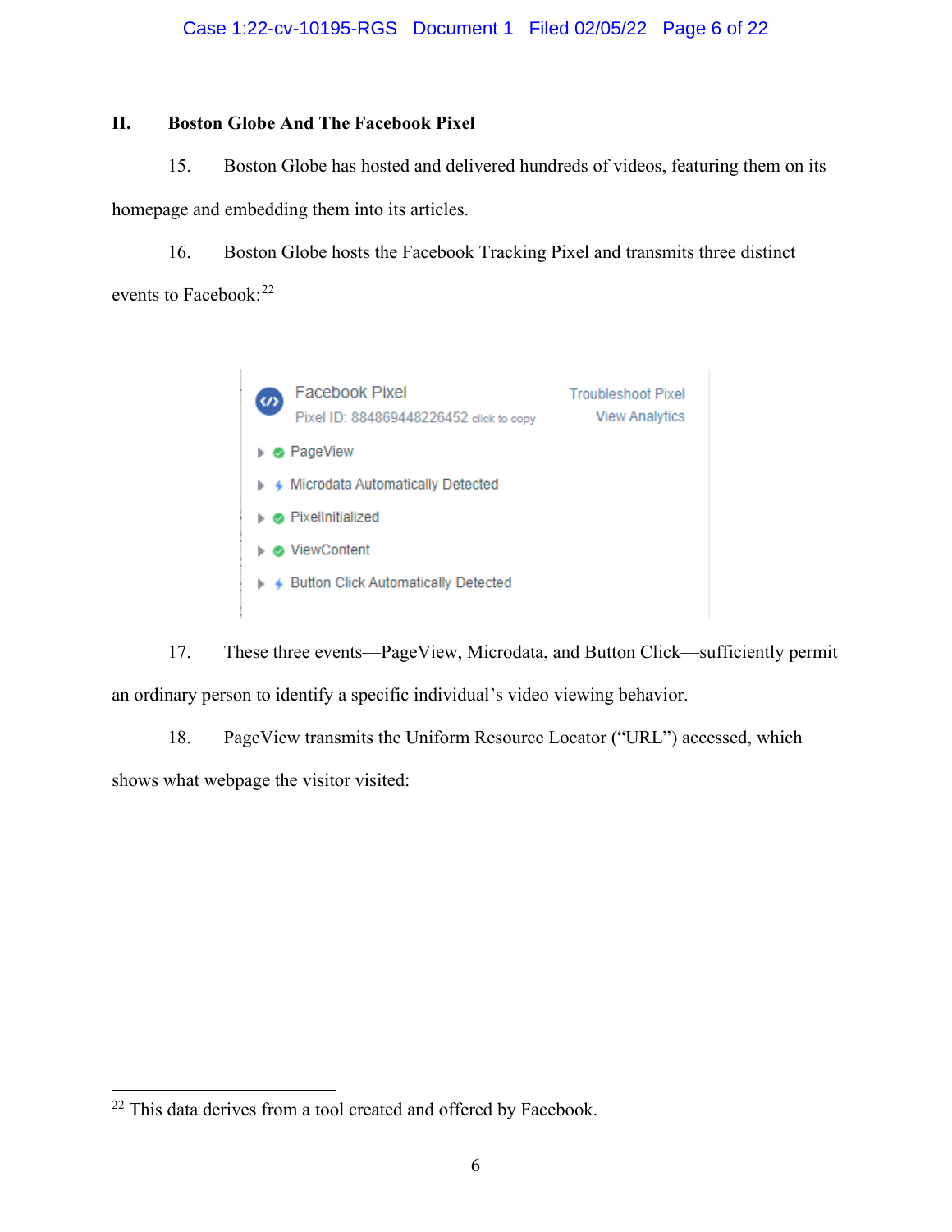## II. Boston Globe And The Facebook Pixel

15. Boston Globe has hosted and delivered hundreds of videos, featuring them on its homepage and embedding them into its articles.

16. Boston Globe hosts the Facebook Tracking Pixel and transmits three distinct events to Facebook:[22]

Facebook Pixel
Pixel ID: 884869448226452 click to copy
Troubleshoot Pixel
View Analytics
PageView
Microdata Automatically Detected
PixelInitialized
ViewContent
Button Click Automatically Detected

17. These three events—PageView, Microdata, and Button Click—sufficiently permit an ordinary person to identify a specific individual's video viewing behavior.

18. PageView transmits the Uniform Resource Locator ("URL") accessed, which shows what webpage the visitor visited:

[22] This data derives from a tool created and offered by Facebook.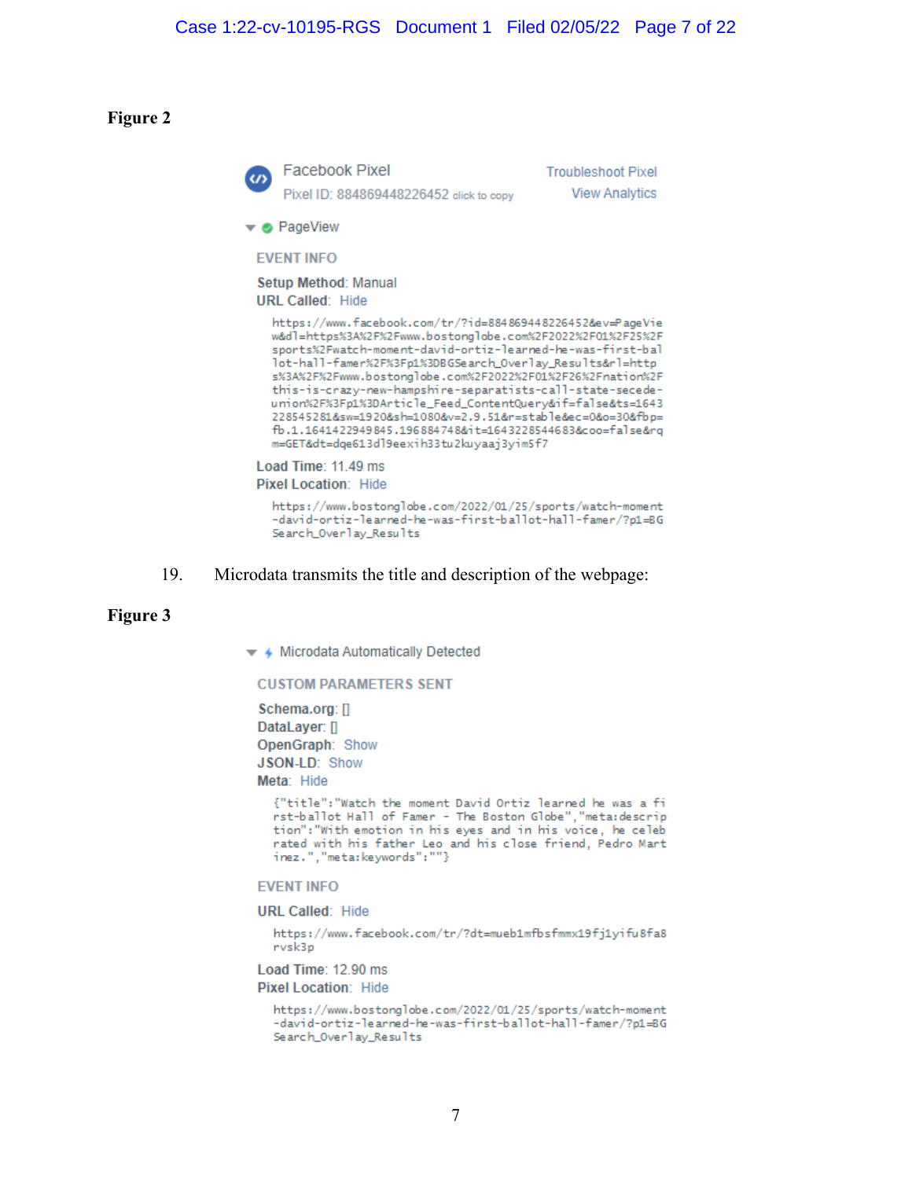**Figure 2**

Facebook Pixel

Pixel ID: 884869448226452 click to copy

Troubleshoot Pixel

View Analytics

PageView

EVENT INFO

**Setup Method**: Manual

**URL Called**: Hide

```
https://www.facebook.com/tr/?id=884869448226452&ev=PageView&dl=https%3A%2F%2Fwww.bostonglobe.com%2F2022%2F01%2F25%2Fsports%2Fwatch-moment-david-ortiz-learned-he-was-first-ballot-hall-famer%2F%3Fp1%3DBGSearch_Overlay_Results&rl=https%3A%2F%2Fwww.bostonglobe.com%2F2022%2F01%2F26%2Fnation%2Fthis-is-crazy-new-hampshire-separatists-call-state-secede-union%2F%3Fp1%3DArticle_Feed_ContentQuery&if=false&ts=1643228545281&sw=1920&sh=1080&v=2.9.51&r=stable&ec=0&o=30&fbp=fb.1.1641422949845.196884748&it=1643228544683&coo=false&rqm=GET&dt=dqe613dl9eexih33tu2kuyaaj3yim5f7
```

**Load Time**: 11.49 ms

**Pixel Location**: Hide

```
https://www.bostonglobe.com/2022/01/25/sports/watch-moment-david-ortiz-learned-he-was-first-ballot-hall-famer/?p1=BGSearch_Overlay_Results
```

19. Microdata transmits the title and description of the webpage:

**Figure 3**

Microdata Automatically Detected

CUSTOM PARAMETERS SENT

**Schema.org**: []

**DataLayer**: []

**OpenGraph**: Show

**JSON-LD**: Show

**Meta**: Hide

```
{"title":"Watch the moment David Ortiz learned he was a first-ballot Hall of Famer - The Boston Globe","meta:description":"With emotion in his eyes and in his voice, he celebrated with his father Leo and his close friend, Pedro Martinez.","meta:keywords":""}
```

EVENT INFO

**URL Called**: Hide

```
https://www.facebook.com/tr/?dt=mueb1mfbsfmmx19fj1yifu8fa8rvsk3p
```

**Load Time**: 12.90 ms

**Pixel Location**: Hide

```
https://www.bostonglobe.com/2022/01/25/sports/watch-moment-david-ortiz-learned-he-was-first-ballot-hall-famer/?p1=BGSearch_Overlay_Results
```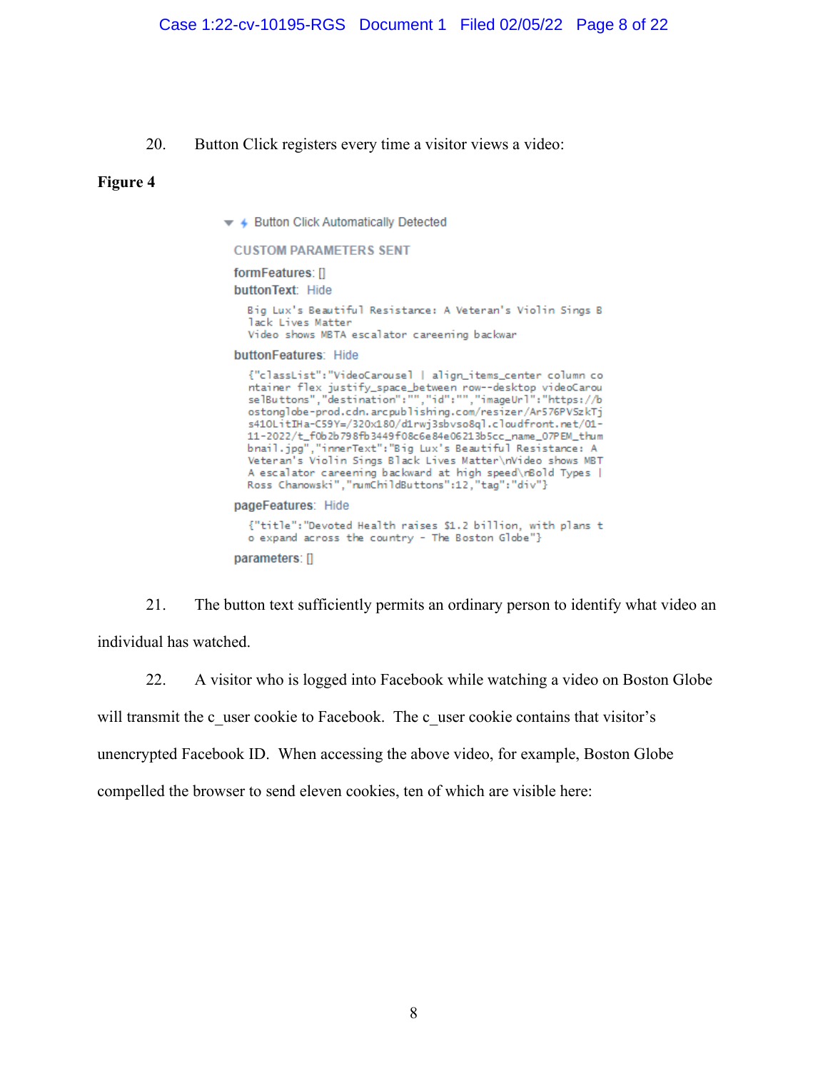20. Button Click registers every time a visitor views a video:

**Figure 4**

▼ ⚡ Button Click Automatically Detected

CUSTOM PARAMETERS SENT

**formFeatures**: []

**buttonText**: Hide

```
Big Lux's Beautiful Resistance: A Veteran's Violin Sings B
lack Lives Matter
Video shows MBTA escalator careening backwar
```

**buttonFeatures**: Hide

```
{"classList":"VideoCarousel | align_items_center column co
ntainer flex justify_space_between row--desktop videoCarou
selButtons","destination":"","id":"","imageUrl":"https://b
ostonglobe-prod.cdn.arcpublishing.com/resizer/Ar576PVSzkTj
s410LitIHa-C59Y=/320x180/d1rwj3sbvso8ql.cloudfront.net/01-
11-2022/t_f0b2b798fb3449f08c6e84e06213b5cc_name_07PEM_thum
bnail.jpg","innerText":"Big Lux's Beautiful Resistance: A
Veteran's Violin Sings Black Lives Matter\nVideo shows MBT
A escalator careening backward at high speed\nBold Types |
Ross Chanowski","numChildButtons":12,"tag":"div"}
```

**pageFeatures**: Hide

```
{"title":"Devoted Health raises $1.2 billion, with plans t
o expand across the country - The Boston Globe"}
```

**parameters**: []

21. The button text sufficiently permits an ordinary person to identify what video an individual has watched.

22. A visitor who is logged into Facebook while watching a video on Boston Globe will transmit the c_user cookie to Facebook. The c_user cookie contains that visitor's unencrypted Facebook ID. When accessing the above video, for example, Boston Globe compelled the browser to send eleven cookies, ten of which are visible here: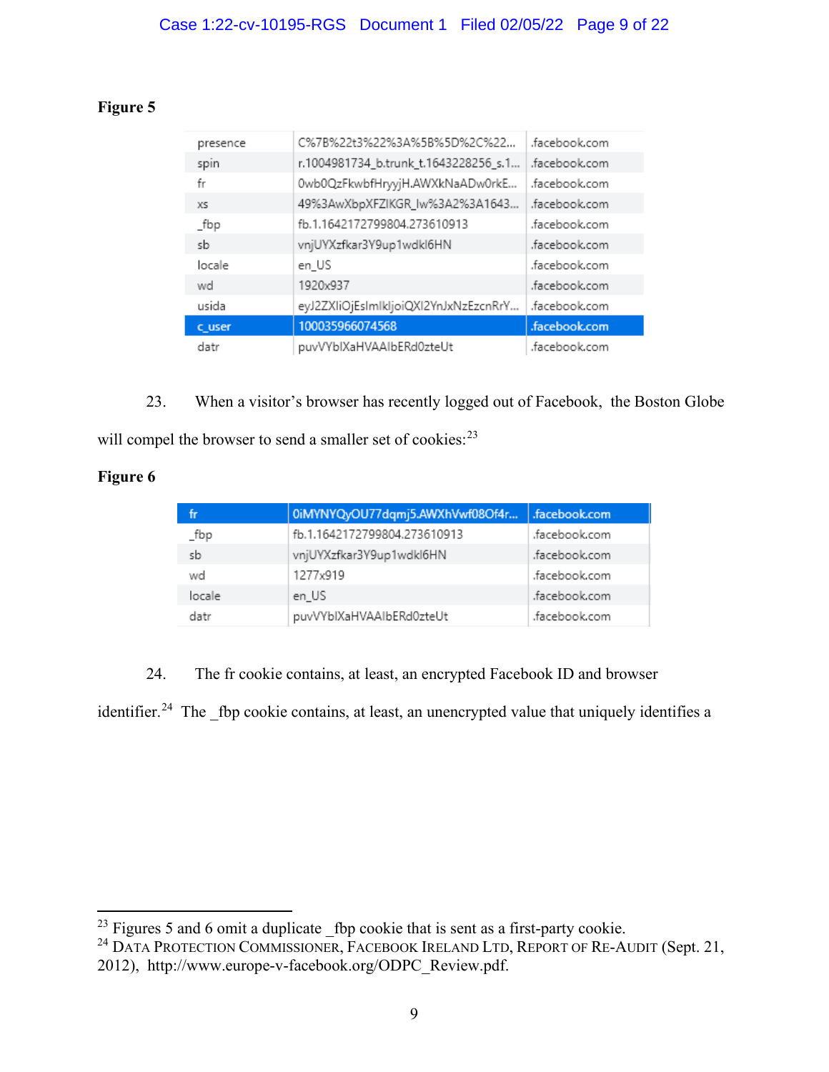**Figure 5**

| | | |
|---|---|---|
| presence | C%7B%22t3%22%3A%5B%5D%2C%22... | .facebook.com |
| spin | r.1004981734_b.trunk_t.1643228256_s.1... | .facebook.com |
| fr | 0wb0QzFkwbfHryyjH.AWXkNaADw0rkE... | .facebook.com |
| xs | 49%3AwXbpXFZIKGR_lw%3A2%3A1643... | .facebook.com |
| _fbp | fb.1.1642172799804.273610913 | .facebook.com |
| sb | vnjUYXzfkar3Y9up1wdkl6HN | .facebook.com |
| locale | en_US | .facebook.com |
| wd | 1920x937 | .facebook.com |
| usida | eyJ2ZXliOjEslmlkljoiQXl2YnJxNzEzcnRrY... | .facebook.com |
| c_user | 100035966074568 | .facebook.com |
| datr | puvVYblXaHVAAlbERd0zteUt | .facebook.com |

23. When a visitor's browser has recently logged out of Facebook, the Boston Globe will compel the browser to send a smaller set of cookies:[23]

**Figure 6**

| | | |
|---|---|---|
| fr | 0iMYNYQyOU77dqmj5.AWXhVwf08Of4r... | .facebook.com |
| _fbp | fb.1.1642172799804.273610913 | .facebook.com |
| sb | vnjUYXzfkar3Y9up1wdkl6HN | .facebook.com |
| wd | 1277x919 | .facebook.com |
| locale | en_US | .facebook.com |
| datr | puvVYblXaHVAAlbERd0zteUt | .facebook.com |

24. The fr cookie contains, at least, an encrypted Facebook ID and browser identifier.[24] The _fbp cookie contains, at least, an unencrypted value that uniquely identifies a

---

[23] Figures 5 and 6 omit a duplicate _fbp cookie that is sent as a first-party cookie.

[24] DATA PROTECTION COMMISSIONER, FACEBOOK IRELAND LTD, REPORT OF RE-AUDIT (Sept. 21, 2012), http://www.europe-v-facebook.org/ODPC_Review.pdf.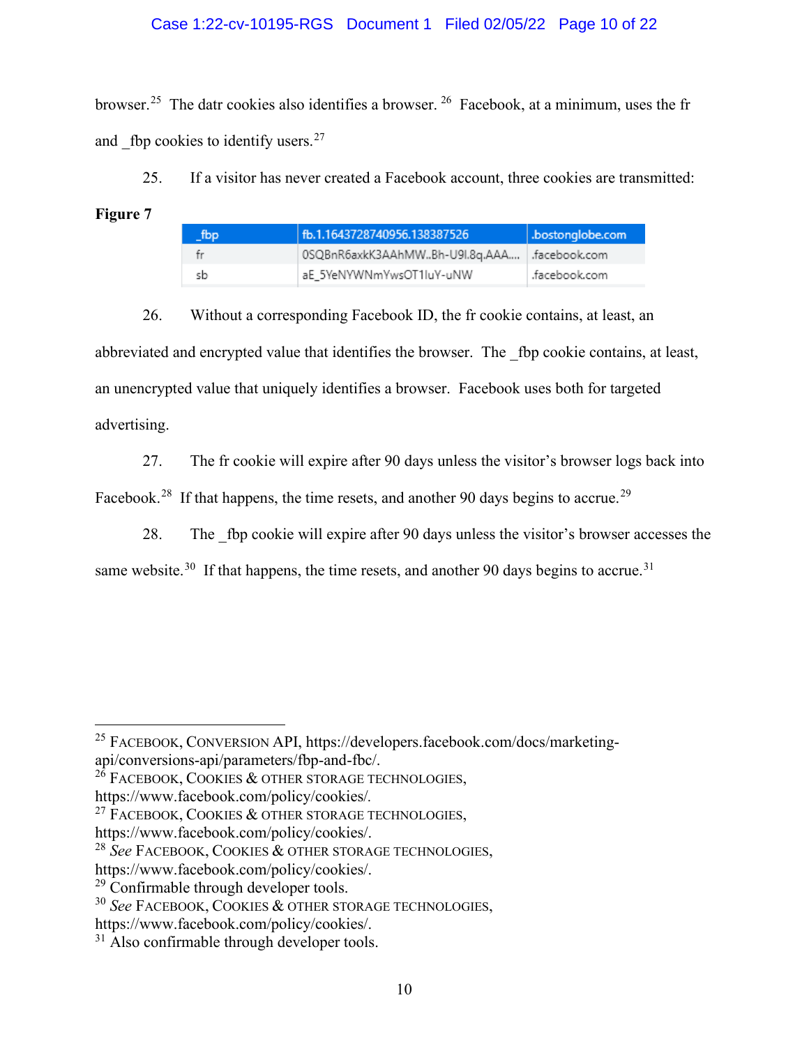browser.[25] The datr cookies also identifies a browser. [26] Facebook, at a minimum, uses the fr and _fbp cookies to identify users.[27]

25. If a visitor has never created a Facebook account, three cookies are transmitted:

**Figure 7**

| | | |
|---|---|---|
| _fbp | fb.1.1643728740956.138387526 | .bostonglobe.com |
| fr | 0SQBnR6axkK3AAhMW..Bh-U9I.8q.AAA.... | .facebook.com |
| sb | aE_5YeNYWNmYwsOT1luY-uNW | .facebook.com |

26. Without a corresponding Facebook ID, the fr cookie contains, at least, an abbreviated and encrypted value that identifies the browser. The _fbp cookie contains, at least, an unencrypted value that uniquely identifies a browser. Facebook uses both for targeted advertising.

27. The fr cookie will expire after 90 days unless the visitor's browser logs back into Facebook.[28] If that happens, the time resets, and another 90 days begins to accrue.[29]

28. The _fbp cookie will expire after 90 days unless the visitor's browser accesses the same website.[30] If that happens, the time resets, and another 90 days begins to accrue.[31]

---

[25] FACEBOOK, CONVERSION API, https://developers.facebook.com/docs/marketing-api/conversions-api/parameters/fbp-and-fbc/.

[26] FACEBOOK, COOKIES & OTHER STORAGE TECHNOLOGIES, https://www.facebook.com/policy/cookies/.

[27] FACEBOOK, COOKIES & OTHER STORAGE TECHNOLOGIES, https://www.facebook.com/policy/cookies/.

[28] *See* FACEBOOK, COOKIES & OTHER STORAGE TECHNOLOGIES, https://www.facebook.com/policy/cookies/.

[29] Confirmable through developer tools.

[30] *See* FACEBOOK, COOKIES & OTHER STORAGE TECHNOLOGIES, https://www.facebook.com/policy/cookies/.

[31] Also confirmable through developer tools.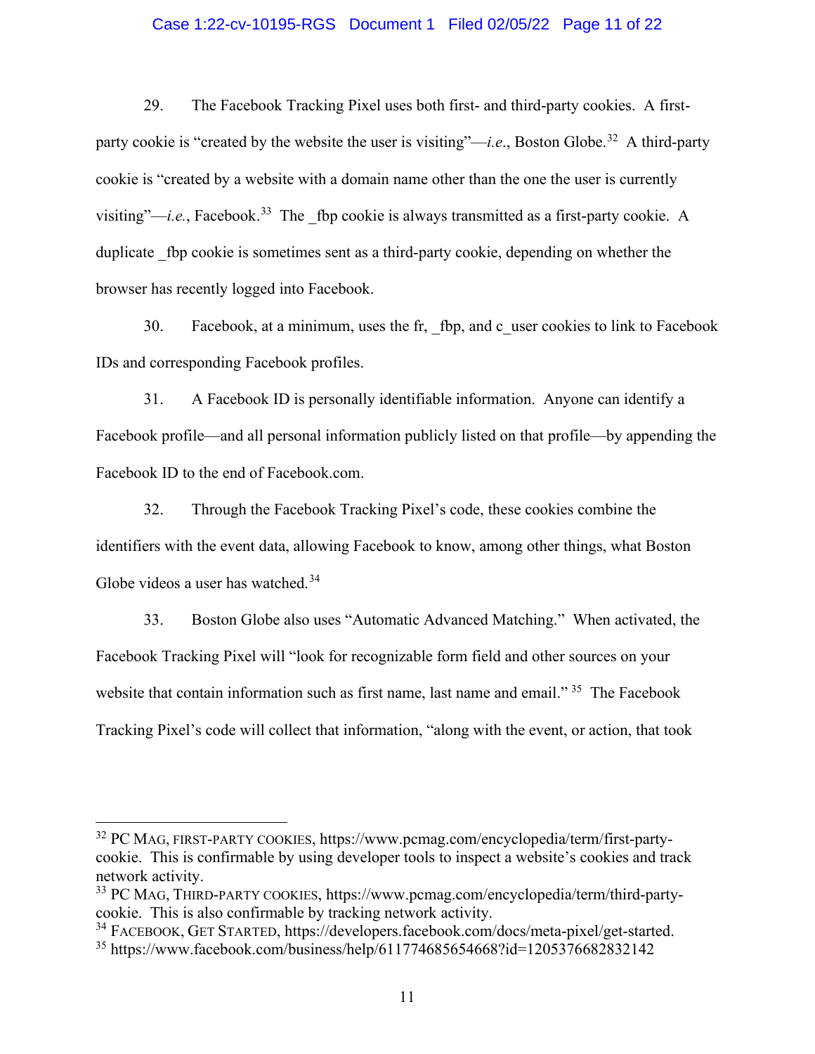29. The Facebook Tracking Pixel uses both first- and third-party cookies. A first-party cookie is "created by the website the user is visiting"—*i.e.*, Boston Globe.[32] A third-party cookie is "created by a website with a domain name other than the one the user is currently visiting"—*i.e.*, Facebook.[33] The _fbp cookie is always transmitted as a first-party cookie. A duplicate _fbp cookie is sometimes sent as a third-party cookie, depending on whether the browser has recently logged into Facebook.

30. Facebook, at a minimum, uses the fr, _fbp, and c_user cookies to link to Facebook IDs and corresponding Facebook profiles.

31. A Facebook ID is personally identifiable information. Anyone can identify a Facebook profile—and all personal information publicly listed on that profile—by appending the Facebook ID to the end of Facebook.com.

32. Through the Facebook Tracking Pixel's code, these cookies combine the identifiers with the event data, allowing Facebook to know, among other things, what Boston Globe videos a user has watched.[34]

33. Boston Globe also uses "Automatic Advanced Matching." When activated, the Facebook Tracking Pixel will "look for recognizable form field and other sources on your website that contain information such as first name, last name and email."[35] The Facebook Tracking Pixel's code will collect that information, "along with the event, or action, that took

---

[32] PC MAG, FIRST-PARTY COOKIES, https://www.pcmag.com/encyclopedia/term/first-party-cookie. This is confirmable by using developer tools to inspect a website's cookies and track network activity.

[33] PC MAG, THIRD-PARTY COOKIES, https://www.pcmag.com/encyclopedia/term/third-party-cookie. This is also confirmable by tracking network activity.

[34] FACEBOOK, GET STARTED, https://developers.facebook.com/docs/meta-pixel/get-started.

[35] https://www.facebook.com/business/help/611774685654668?id=1205376682832142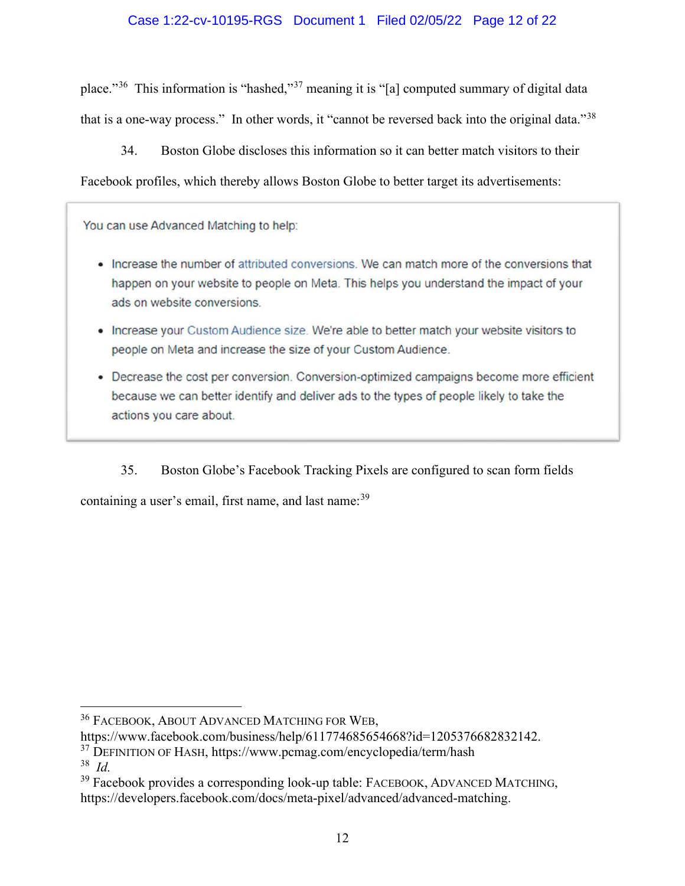place."[36] This information is "hashed,"[37] meaning it is "[a] computed summary of digital data that is a one-way process." In other words, it "cannot be reversed back into the original data."[38]

34. Boston Globe discloses this information so it can better match visitors to their Facebook profiles, which thereby allows Boston Globe to better target its advertisements:

> You can use Advanced Matching to help:
>
> - Increase the number of attributed conversions. We can match more of the conversions that happen on your website to people on Meta. This helps you understand the impact of your ads on website conversions.
> - Increase your Custom Audience size. We're able to better match your website visitors to people on Meta and increase the size of your Custom Audience.
> - Decrease the cost per conversion. Conversion-optimized campaigns become more efficient because we can better identify and deliver ads to the types of people likely to take the actions you care about.

35. Boston Globe's Facebook Tracking Pixels are configured to scan form fields containing a user's email, first name, and last name:[39]

---

[36] FACEBOOK, ABOUT ADVANCED MATCHING FOR WEB, https://www.facebook.com/business/help/611774685654668?id=1205376682832142.

[37] DEFINITION OF HASH, https://www.pcmag.com/encyclopedia/term/hash

[38] *Id.*

[39] Facebook provides a corresponding look-up table: FACEBOOK, ADVANCED MATCHING, https://developers.facebook.com/docs/meta-pixel/advanced/advanced-matching.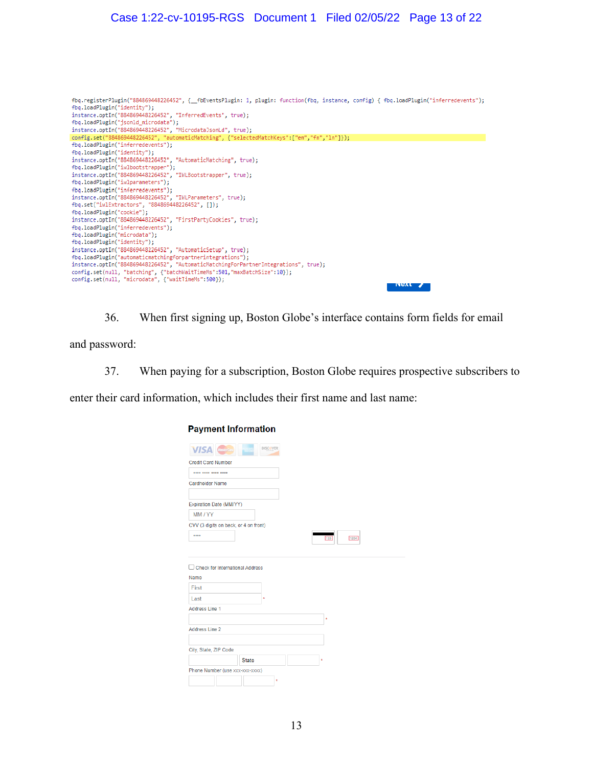```
fbq.registerPlugin("884869448226452", {__fbEventsPlugin: 1, plugin: function(fbq, instance, config) { fbq.loadPlugin("inferredevents");
fbq.loadPlugin("identity");
instance.optIn("884869448226452", "InferredEvents", true);
fbq.loadPlugin("jsonld_microdata");
instance.optIn("884869448226452", "MicrodataJsonLd", true);
config.set("884869448226452", "automaticMatching", {"selectedMatchKeys":["em","fn","ln"]});
fbq.loadPlugin("inferredevents");
fbq.loadPlugin("identity");
instance.optIn("884869448226452", "AutomaticMatching", true);
fbq.loadPlugin("iwlbootstrapper");
instance.optIn("884869448226452", "IWLBootstrapper", true);
fbq.loadPlugin("iwlparameters");
fbq.loadPlugin("inferredevents");
instance.optIn("884869448226452", "IWLParameters", true);
fbq.set("iwlExtractors", "884869448226452", []);
fbq.loadPlugin("cookie");
instance.optIn("884869448226452", "FirstPartyCookies", true);
fbq.loadPlugin("inferredevents");
fbq.loadPlugin("microdata");
fbq.loadPlugin("identity");
instance.optIn("884869448226452", "AutomaticSetup", true);
fbq.loadPlugin("automaticmatchingforpartnerintegrations");
instance.optIn("884869448226452", "AutomaticMatchingForPartnerIntegrations", true);
config.set(null, "batching", {"batchWaitTimeMs":501,"maxBatchSize":10});
config.set(null, "microdata", {"waitTimeMs":500});
```

Next

36. When first signing up, Boston Globe's interface contains form fields for email and password:

37. When paying for a subscription, Boston Globe requires prospective subscribers to enter their card information, which includes their first name and last name:

**Payment Information**

Credit Card Number

Cardholder Name

Expiration Date (MM/YY)

MM / YY

CVV (3 digits on back, or 4 on front)

Check for International Address

Name

First

Last *

Address Line 1 *

Address Line 2

City, State, ZIP Code

State *

Phone Number (use xxx-xxx-xxxx) *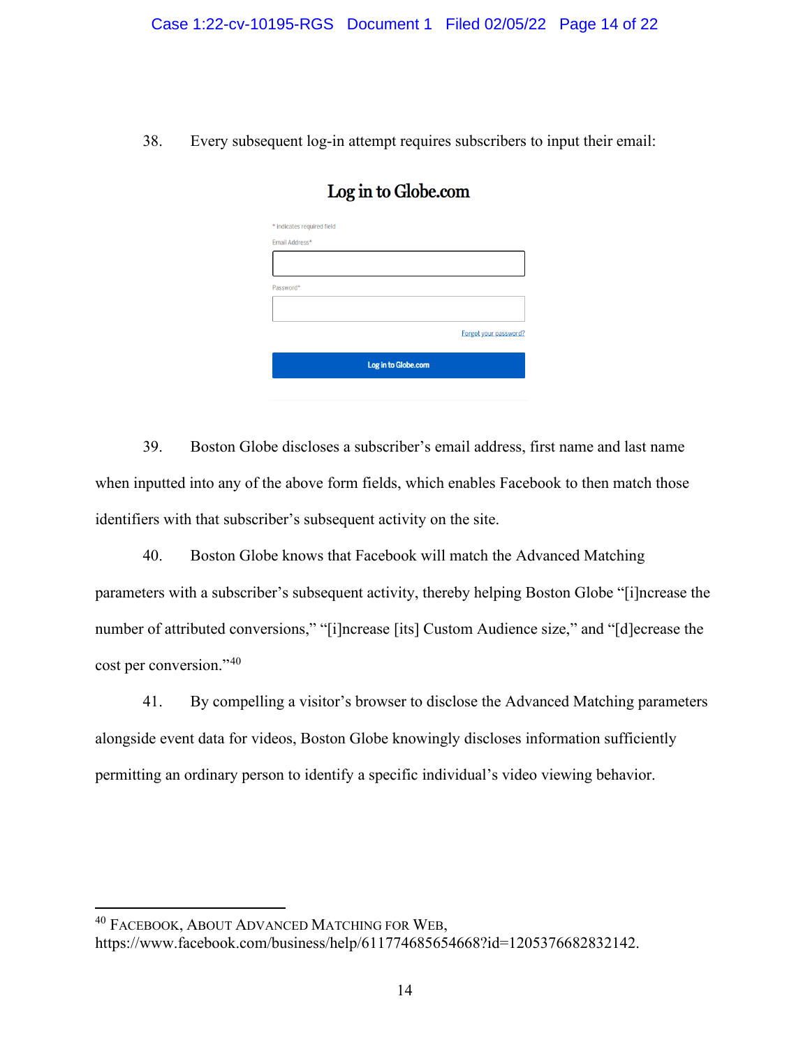38. Every subsequent log-in attempt requires subscribers to input their email:

Log in to Globe.com

* indicates required field

Email Address*

Password*

Forgot your password?

Log in to Globe.com

39. Boston Globe discloses a subscriber's email address, first name and last name when inputted into any of the above form fields, which enables Facebook to then match those identifiers with that subscriber's subsequent activity on the site.

40. Boston Globe knows that Facebook will match the Advanced Matching parameters with a subscriber's subsequent activity, thereby helping Boston Globe "[i]ncrease the number of attributed conversions," "[i]ncrease [its] Custom Audience size," and "[d]ecrease the cost per conversion."[40]

41. By compelling a visitor's browser to disclose the Advanced Matching parameters alongside event data for videos, Boston Globe knowingly discloses information sufficiently permitting an ordinary person to identify a specific individual's video viewing behavior.

---

[40] FACEBOOK, ABOUT ADVANCED MATCHING FOR WEB, https://www.facebook.com/business/help/611774685654668?id=1205376682832142.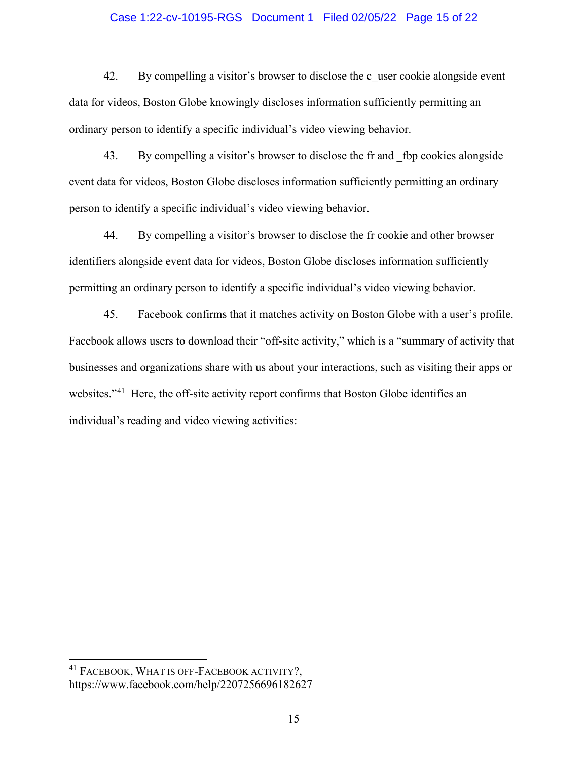42. By compelling a visitor's browser to disclose the c_user cookie alongside event data for videos, Boston Globe knowingly discloses information sufficiently permitting an ordinary person to identify a specific individual's video viewing behavior.

43. By compelling a visitor's browser to disclose the fr and _fbp cookies alongside event data for videos, Boston Globe discloses information sufficiently permitting an ordinary person to identify a specific individual's video viewing behavior.

44. By compelling a visitor's browser to disclose the fr cookie and other browser identifiers alongside event data for videos, Boston Globe discloses information sufficiently permitting an ordinary person to identify a specific individual's video viewing behavior.

45. Facebook confirms that it matches activity on Boston Globe with a user's profile. Facebook allows users to download their "off-site activity," which is a "summary of activity that businesses and organizations share with us about your interactions, such as visiting their apps or websites."[41] Here, the off-site activity report confirms that Boston Globe identifies an individual's reading and video viewing activities:

---

[41] FACEBOOK, WHAT IS OFF-FACEBOOK ACTIVITY?, https://www.facebook.com/help/2207256696182627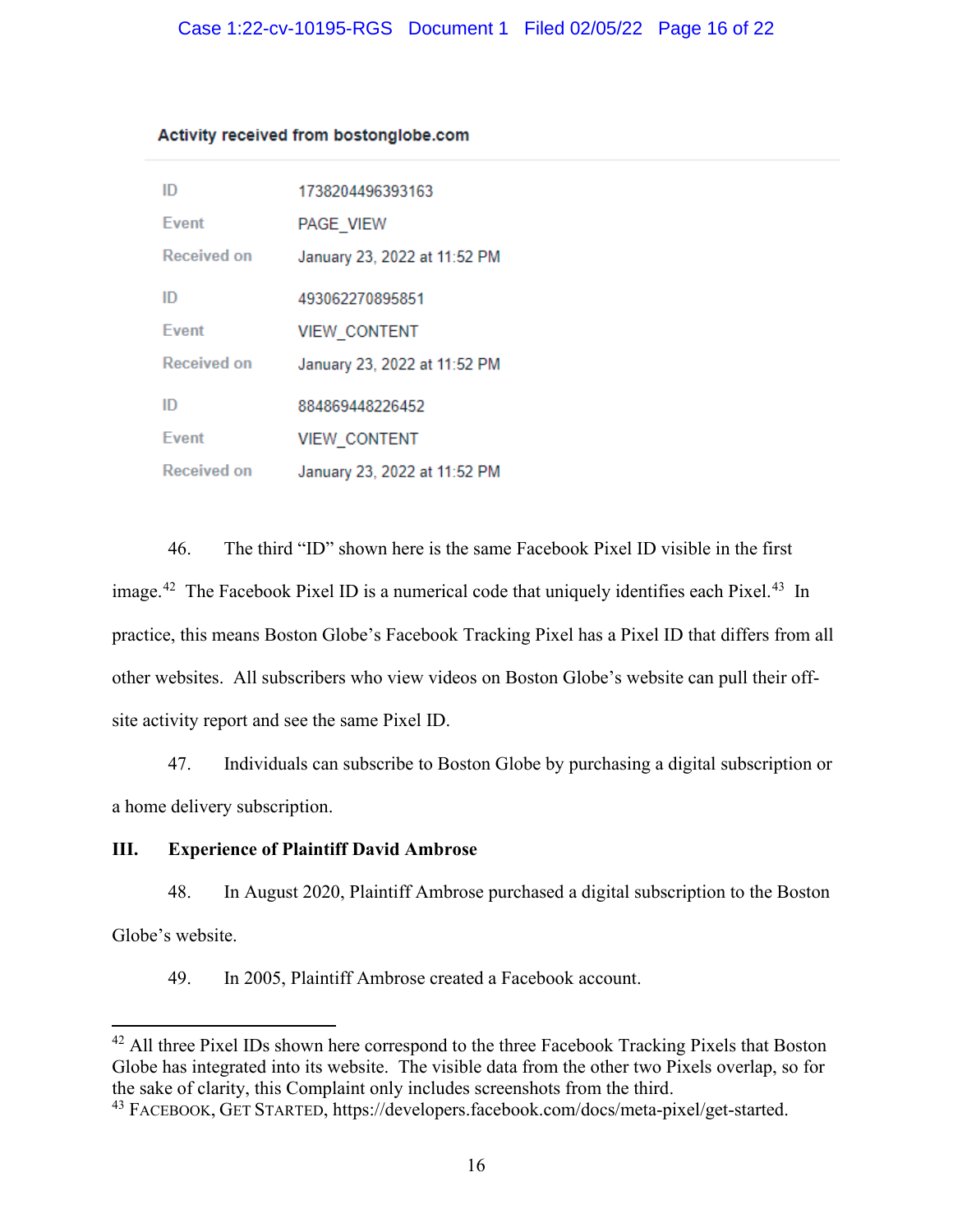**Activity received from bostonglobe.com**

| | |
|---|---|
| ID | 1738204496393163 |
| Event | PAGE_VIEW |
| Received on | January 23, 2022 at 11:52 PM |
| ID | 493062270895851 |
| Event | VIEW_CONTENT |
| Received on | January 23, 2022 at 11:52 PM |
| ID | 884869448226452 |
| Event | VIEW_CONTENT |
| Received on | January 23, 2022 at 11:52 PM |

46. The third "ID" shown here is the same Facebook Pixel ID visible in the first image.[42] The Facebook Pixel ID is a numerical code that uniquely identifies each Pixel.[43] In practice, this means Boston Globe's Facebook Tracking Pixel has a Pixel ID that differs from all other websites. All subscribers who view videos on Boston Globe's website can pull their off-site activity report and see the same Pixel ID.

47. Individuals can subscribe to Boston Globe by purchasing a digital subscription or a home delivery subscription.

## III. Experience of Plaintiff David Ambrose

48. In August 2020, Plaintiff Ambrose purchased a digital subscription to the Boston Globe's website.

49. In 2005, Plaintiff Ambrose created a Facebook account.

---

[42] All three Pixel IDs shown here correspond to the three Facebook Tracking Pixels that Boston Globe has integrated into its website. The visible data from the other two Pixels overlap, so for the sake of clarity, this Complaint only includes screenshots from the third.

[43] FACEBOOK, GET STARTED, https://developers.facebook.com/docs/meta-pixel/get-started.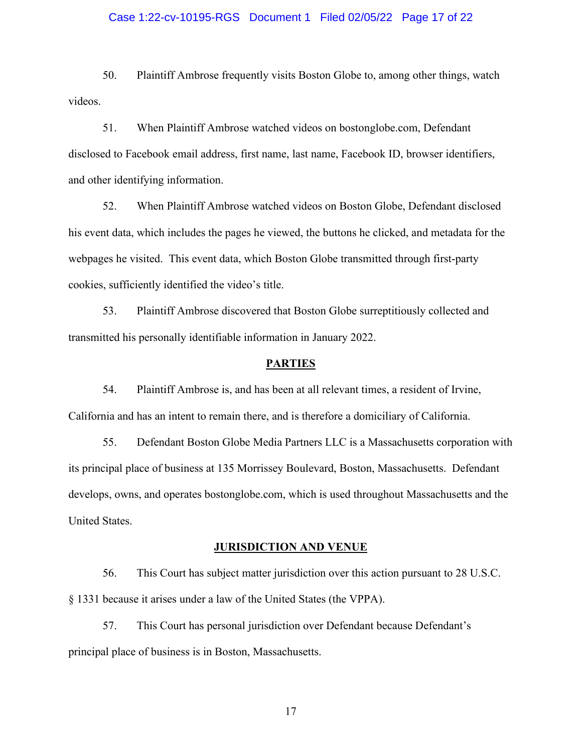50. Plaintiff Ambrose frequently visits Boston Globe to, among other things, watch videos.

51. When Plaintiff Ambrose watched videos on bostonglobe.com, Defendant disclosed to Facebook email address, first name, last name, Facebook ID, browser identifiers, and other identifying information.

52. When Plaintiff Ambrose watched videos on Boston Globe, Defendant disclosed his event data, which includes the pages he viewed, the buttons he clicked, and metadata for the webpages he visited. This event data, which Boston Globe transmitted through first-party cookies, sufficiently identified the video's title.

53. Plaintiff Ambrose discovered that Boston Globe surreptitiously collected and transmitted his personally identifiable information in January 2022.

## PARTIES

54. Plaintiff Ambrose is, and has been at all relevant times, a resident of Irvine, California and has an intent to remain there, and is therefore a domiciliary of California.

55. Defendant Boston Globe Media Partners LLC is a Massachusetts corporation with its principal place of business at 135 Morrissey Boulevard, Boston, Massachusetts. Defendant develops, owns, and operates bostonglobe.com, which is used throughout Massachusetts and the United States.

## JURISDICTION AND VENUE

56. This Court has subject matter jurisdiction over this action pursuant to 28 U.S.C. § 1331 because it arises under a law of the United States (the VPPA).

57. This Court has personal jurisdiction over Defendant because Defendant's principal place of business is in Boston, Massachusetts.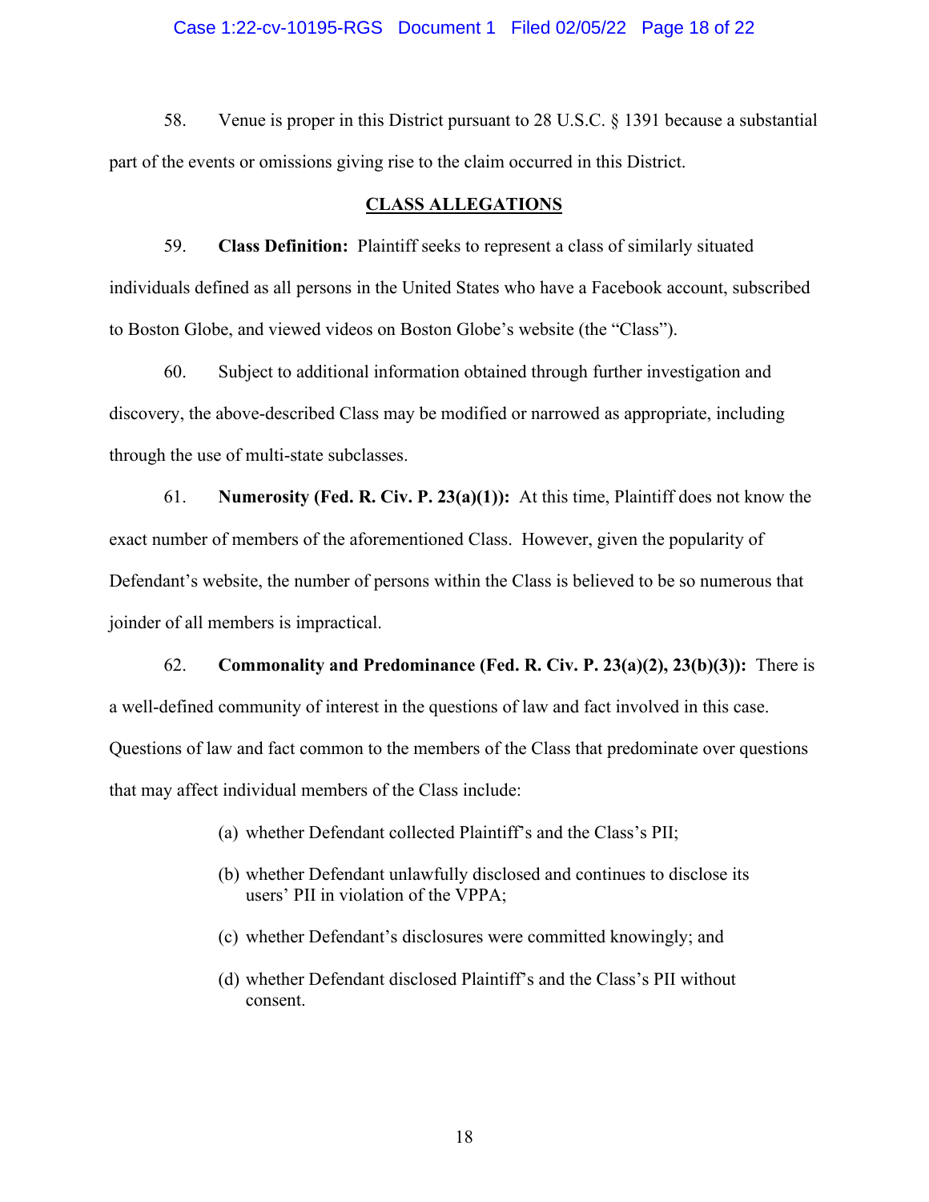58. Venue is proper in this District pursuant to 28 U.S.C. § 1391 because a substantial part of the events or omissions giving rise to the claim occurred in this District.

## CLASS ALLEGATIONS

59. **Class Definition:** Plaintiff seeks to represent a class of similarly situated individuals defined as all persons in the United States who have a Facebook account, subscribed to Boston Globe, and viewed videos on Boston Globe's website (the "Class").

60. Subject to additional information obtained through further investigation and discovery, the above-described Class may be modified or narrowed as appropriate, including through the use of multi-state subclasses.

61. **Numerosity (Fed. R. Civ. P. 23(a)(1)):** At this time, Plaintiff does not know the exact number of members of the aforementioned Class. However, given the popularity of Defendant's website, the number of persons within the Class is believed to be so numerous that joinder of all members is impractical.

62. **Commonality and Predominance (Fed. R. Civ. P. 23(a)(2), 23(b)(3)):** There is a well-defined community of interest in the questions of law and fact involved in this case. Questions of law and fact common to the members of the Class that predominate over questions that may affect individual members of the Class include:

(a) whether Defendant collected Plaintiff's and the Class's PII;

(b) whether Defendant unlawfully disclosed and continues to disclose its users' PII in violation of the VPPA;

(c) whether Defendant's disclosures were committed knowingly; and

(d) whether Defendant disclosed Plaintiff's and the Class's PII without consent.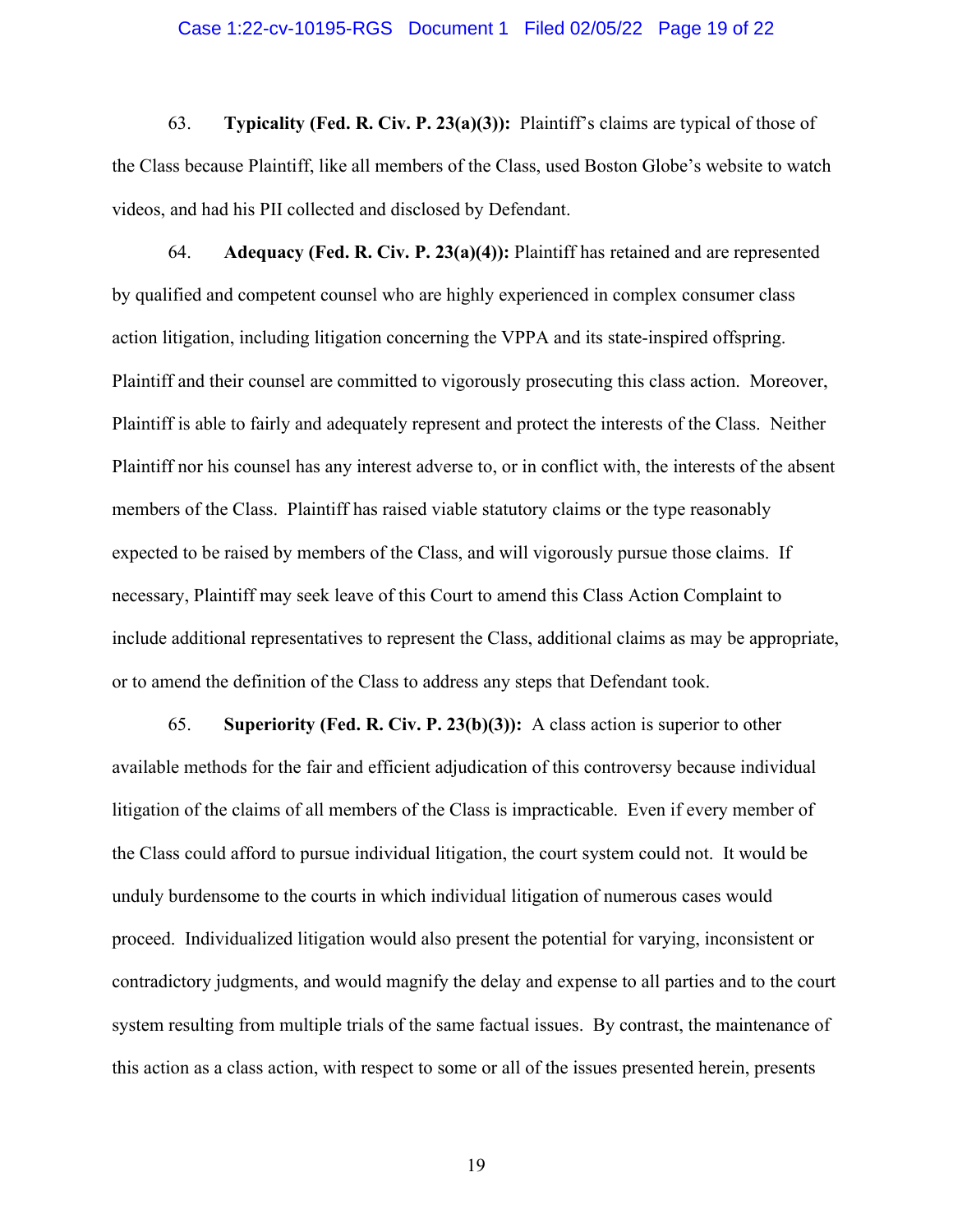63. **Typicality (Fed. R. Civ. P. 23(a)(3)):** Plaintiff's claims are typical of those of the Class because Plaintiff, like all members of the Class, used Boston Globe's website to watch videos, and had his PII collected and disclosed by Defendant.

64. **Adequacy (Fed. R. Civ. P. 23(a)(4)):** Plaintiff has retained and are represented by qualified and competent counsel who are highly experienced in complex consumer class action litigation, including litigation concerning the VPPA and its state-inspired offspring. Plaintiff and their counsel are committed to vigorously prosecuting this class action. Moreover, Plaintiff is able to fairly and adequately represent and protect the interests of the Class. Neither Plaintiff nor his counsel has any interest adverse to, or in conflict with, the interests of the absent members of the Class. Plaintiff has raised viable statutory claims or the type reasonably expected to be raised by members of the Class, and will vigorously pursue those claims. If necessary, Plaintiff may seek leave of this Court to amend this Class Action Complaint to include additional representatives to represent the Class, additional claims as may be appropriate, or to amend the definition of the Class to address any steps that Defendant took.

65. **Superiority (Fed. R. Civ. P. 23(b)(3)):** A class action is superior to other available methods for the fair and efficient adjudication of this controversy because individual litigation of the claims of all members of the Class is impracticable. Even if every member of the Class could afford to pursue individual litigation, the court system could not. It would be unduly burdensome to the courts in which individual litigation of numerous cases would proceed. Individualized litigation would also present the potential for varying, inconsistent or contradictory judgments, and would magnify the delay and expense to all parties and to the court system resulting from multiple trials of the same factual issues. By contrast, the maintenance of this action as a class action, with respect to some or all of the issues presented herein, presents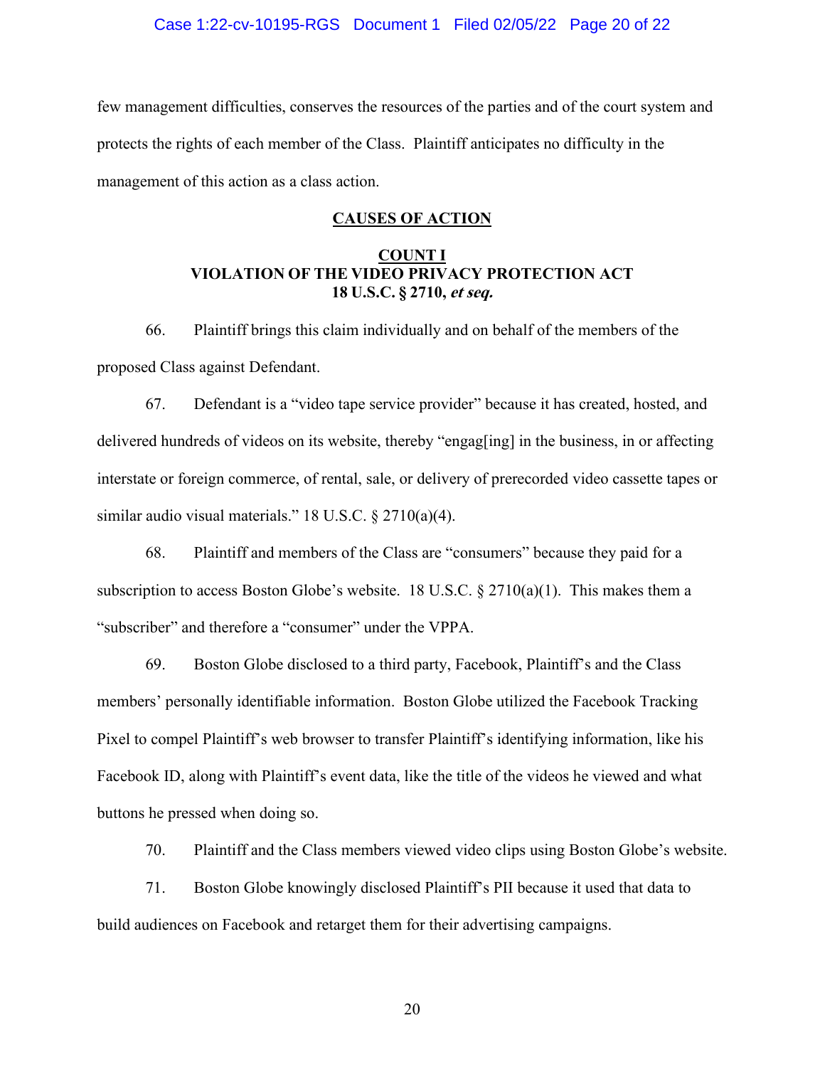few management difficulties, conserves the resources of the parties and of the court system and protects the rights of each member of the Class. Plaintiff anticipates no difficulty in the management of this action as a class action.

## CAUSES OF ACTION

### COUNT I
### VIOLATION OF THE VIDEO PRIVACY PROTECTION ACT
### 18 U.S.C. § 2710, *et seq.*

66. Plaintiff brings this claim individually and on behalf of the members of the proposed Class against Defendant.

67. Defendant is a "video tape service provider" because it has created, hosted, and delivered hundreds of videos on its website, thereby "engag[ing] in the business, in or affecting interstate or foreign commerce, of rental, sale, or delivery of prerecorded video cassette tapes or similar audio visual materials." 18 U.S.C. § 2710(a)(4).

68. Plaintiff and members of the Class are "consumers" because they paid for a subscription to access Boston Globe's website. 18 U.S.C. § 2710(a)(1). This makes them a "subscriber" and therefore a "consumer" under the VPPA.

69. Boston Globe disclosed to a third party, Facebook, Plaintiff's and the Class members' personally identifiable information. Boston Globe utilized the Facebook Tracking Pixel to compel Plaintiff's web browser to transfer Plaintiff's identifying information, like his Facebook ID, along with Plaintiff's event data, like the title of the videos he viewed and what buttons he pressed when doing so.

70. Plaintiff and the Class members viewed video clips using Boston Globe's website.

71. Boston Globe knowingly disclosed Plaintiff's PII because it used that data to build audiences on Facebook and retarget them for their advertising campaigns.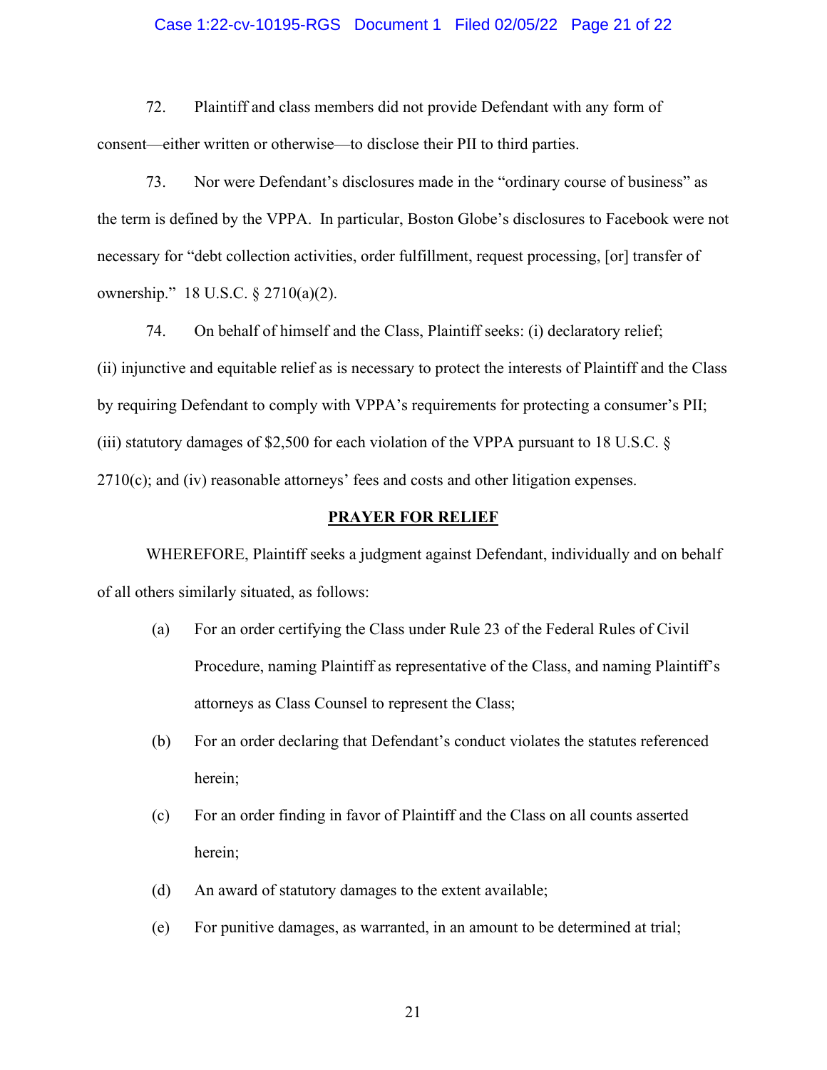72. Plaintiff and class members did not provide Defendant with any form of consent—either written or otherwise—to disclose their PII to third parties.

73. Nor were Defendant's disclosures made in the "ordinary course of business" as the term is defined by the VPPA. In particular, Boston Globe's disclosures to Facebook were not necessary for "debt collection activities, order fulfillment, request processing, [or] transfer of ownership." 18 U.S.C. § 2710(a)(2).

74. On behalf of himself and the Class, Plaintiff seeks: (i) declaratory relief; (ii) injunctive and equitable relief as is necessary to protect the interests of Plaintiff and the Class by requiring Defendant to comply with VPPA's requirements for protecting a consumer's PII; (iii) statutory damages of $2,500 for each violation of the VPPA pursuant to 18 U.S.C. § 2710(c); and (iv) reasonable attorneys' fees and costs and other litigation expenses.

## PRAYER FOR RELIEF

WHEREFORE, Plaintiff seeks a judgment against Defendant, individually and on behalf of all others similarly situated, as follows:

(a) For an order certifying the Class under Rule 23 of the Federal Rules of Civil Procedure, naming Plaintiff as representative of the Class, and naming Plaintiff's attorneys as Class Counsel to represent the Class;

(b) For an order declaring that Defendant's conduct violates the statutes referenced herein;

(c) For an order finding in favor of Plaintiff and the Class on all counts asserted herein;

(d) An award of statutory damages to the extent available;

(e) For punitive damages, as warranted, in an amount to be determined at trial;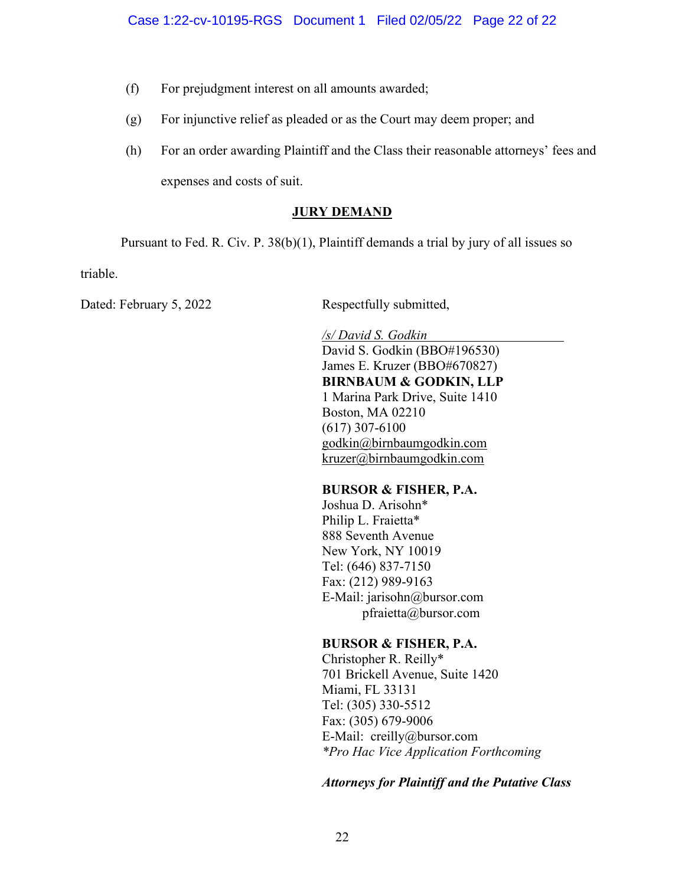(f) For prejudgment interest on all amounts awarded;

(g) For injunctive relief as pleaded or as the Court may deem proper; and

(h) For an order awarding Plaintiff and the Class their reasonable attorneys' fees and expenses and costs of suit.

**JURY DEMAND**

Pursuant to Fed. R. Civ. P. 38(b)(1), Plaintiff demands a trial by jury of all issues so triable.

Dated: February 5, 2022

Respectfully submitted,

*/s/ David S. Godkin*
David S. Godkin (BBO#196530)
James E. Kruzer (BBO#670827)
**BIRNBAUM & GODKIN, LLP**
1 Marina Park Drive, Suite 1410
Boston, MA 02210
(617) 307-6100
godkin@birnbaumgodkin.com
kruzer@birnbaumgodkin.com

**BURSOR & FISHER, P.A.**
Joshua D. Arisohn*
Philip L. Fraietta*
888 Seventh Avenue
New York, NY 10019
Tel: (646) 837-7150
Fax: (212) 989-9163
E-Mail: jarisohn@bursor.com
pfraietta@bursor.com

**BURSOR & FISHER, P.A.**
Christopher R. Reilly*
701 Brickell Avenue, Suite 1420
Miami, FL 33131
Tel: (305) 330-5512
Fax: (305) 679-9006
E-Mail: creilly@bursor.com
*\*Pro Hac Vice Application Forthcoming*

***Attorneys for Plaintiff and the Putative Class***